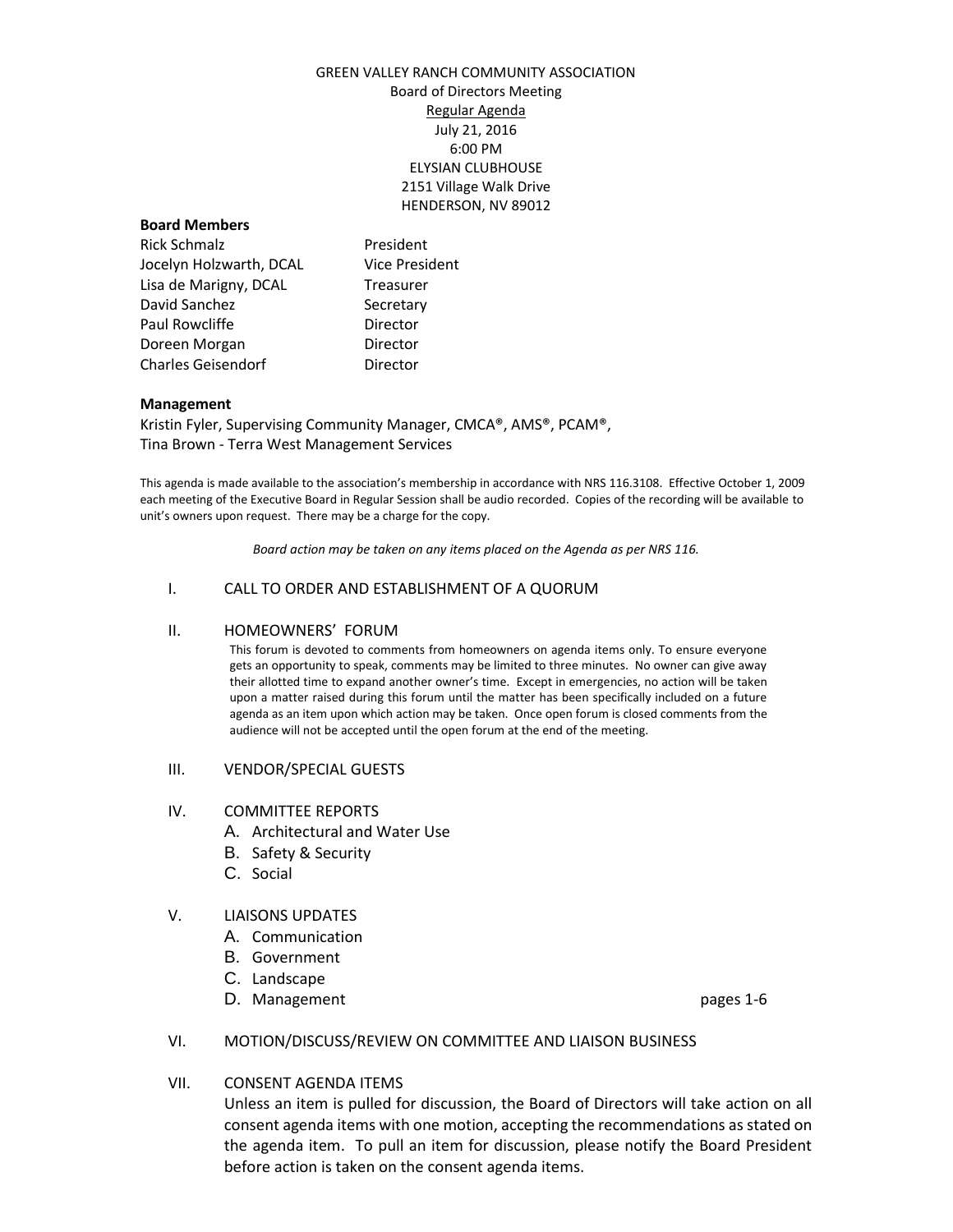GREEN VALLEY RANCH COMMUNITY ASSOCIATION
Board of Directors Meeting
Regular Agenda
July 21, 2016
6:00 PM
ELYSIAN CLUBHOUSE
2151 Village Walk Drive
HENDERSON, NV 89012

**Board Members**

| | |
|---|---|
| Rick Schmalz | President |
| Jocelyn Holzwarth, DCAL | Vice President |
| Lisa de Marigny, DCAL | Treasurer |
| David Sanchez | Secretary |
| Paul Rowcliffe | Director |
| Doreen Morgan | Director |
| Charles Geisendorf | Director |

**Management**

Kristin Fyler, Supervising Community Manager, CMCA®, AMS®, PCAM®,
Tina Brown - Terra West Management Services

This agenda is made available to the association's membership in accordance with NRS 116.3108. Effective October 1, 2009 each meeting of the Executive Board in Regular Session shall be audio recorded. Copies of the recording will be available to unit's owners upon request. There may be a charge for the copy.

*Board action may be taken on any items placed on the Agenda as per NRS 116.*

I. CALL TO ORDER AND ESTABLISHMENT OF A QUORUM

II. HOMEOWNERS' FORUM

This forum is devoted to comments from homeowners on agenda items only. To ensure everyone gets an opportunity to speak, comments may be limited to three minutes. No owner can give away their allotted time to expand another owner's time. Except in emergencies, no action will be taken upon a matter raised during this forum until the matter has been specifically included on a future agenda as an item upon which action may be taken. Once open forum is closed comments from the audience will not be accepted until the open forum at the end of the meeting.

III. VENDOR/SPECIAL GUESTS

IV. COMMITTEE REPORTS
   A. Architectural and Water Use
   B. Safety & Security
   C. Social

V. LIAISONS UPDATES
   A. Communication
   B. Government
   C. Landscape
   D. Management — pages 1-6

VI. MOTION/DISCUSS/REVIEW ON COMMITTEE AND LIAISON BUSINESS

VII. CONSENT AGENDA ITEMS

Unless an item is pulled for discussion, the Board of Directors will take action on all consent agenda items with one motion, accepting the recommendations as stated on the agenda item. To pull an item for discussion, please notify the Board President before action is taken on the consent agenda items.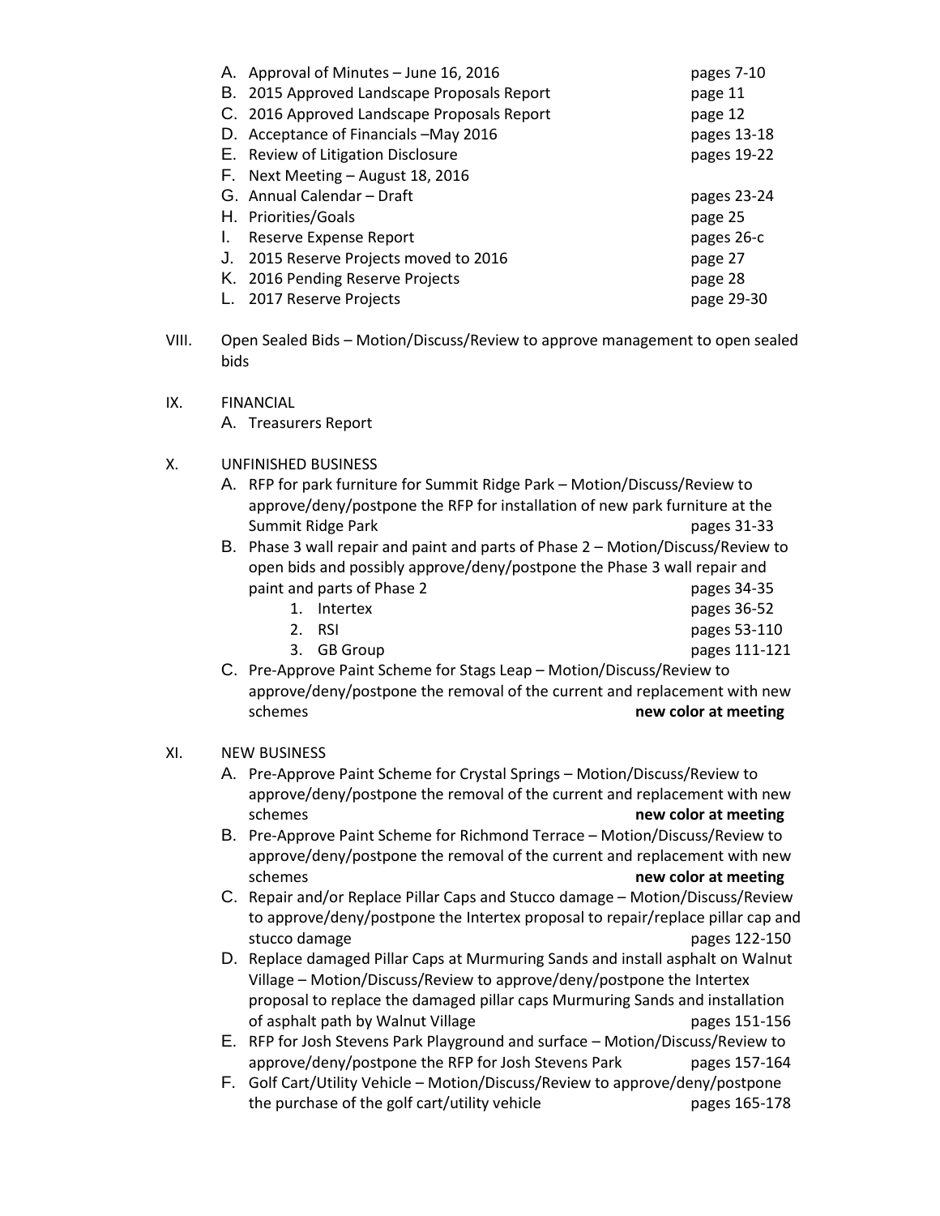A. Approval of Minutes – June 16, 2016 pages 7-10
B. 2015 Approved Landscape Proposals Report page 11
C. 2016 Approved Landscape Proposals Report page 12
D. Acceptance of Financials –May 2016 pages 13-18
E. Review of Litigation Disclosure pages 19-22
F. Next Meeting – August 18, 2016
G. Annual Calendar – Draft pages 23-24
H. Priorities/Goals page 25
I. Reserve Expense Report pages 26-c
J. 2015 Reserve Projects moved to 2016 page 27
K. 2016 Pending Reserve Projects page 28
L. 2017 Reserve Projects page 29-30

VIII. Open Sealed Bids – Motion/Discuss/Review to approve management to open sealed bids

IX. FINANCIAL

A. Treasurers Report

X. UNFINISHED BUSINESS

A. RFP for park furniture for Summit Ridge Park – Motion/Discuss/Review to approve/deny/postpone the RFP for installation of new park furniture at the Summit Ridge Park pages 31-33
B. Phase 3 wall repair and paint and parts of Phase 2 – Motion/Discuss/Review to open bids and possibly approve/deny/postpone the Phase 3 wall repair and paint and parts of Phase 2 pages 34-35
   1. Intertex pages 36-52
   2. RSI pages 53-110
   3. GB Group pages 111-121
C. Pre-Approve Paint Scheme for Stags Leap – Motion/Discuss/Review to approve/deny/postpone the removal of the current and replacement with new schemes **new color at meeting**

XI. NEW BUSINESS

A. Pre-Approve Paint Scheme for Crystal Springs – Motion/Discuss/Review to approve/deny/postpone the removal of the current and replacement with new schemes **new color at meeting**
B. Pre-Approve Paint Scheme for Richmond Terrace – Motion/Discuss/Review to approve/deny/postpone the removal of the current and replacement with new schemes **new color at meeting**
C. Repair and/or Replace Pillar Caps and Stucco damage – Motion/Discuss/Review to approve/deny/postpone the Intertex proposal to repair/replace pillar cap and stucco damage pages 122-150
D. Replace damaged Pillar Caps at Murmuring Sands and install asphalt on Walnut Village – Motion/Discuss/Review to approve/deny/postpone the Intertex proposal to replace the damaged pillar caps Murmuring Sands and installation of asphalt path by Walnut Village pages 151-156
E. RFP for Josh Stevens Park Playground and surface – Motion/Discuss/Review to approve/deny/postpone the RFP for Josh Stevens Park pages 157-164
F. Golf Cart/Utility Vehicle – Motion/Discuss/Review to approve/deny/postpone the purchase of the golf cart/utility vehicle pages 165-178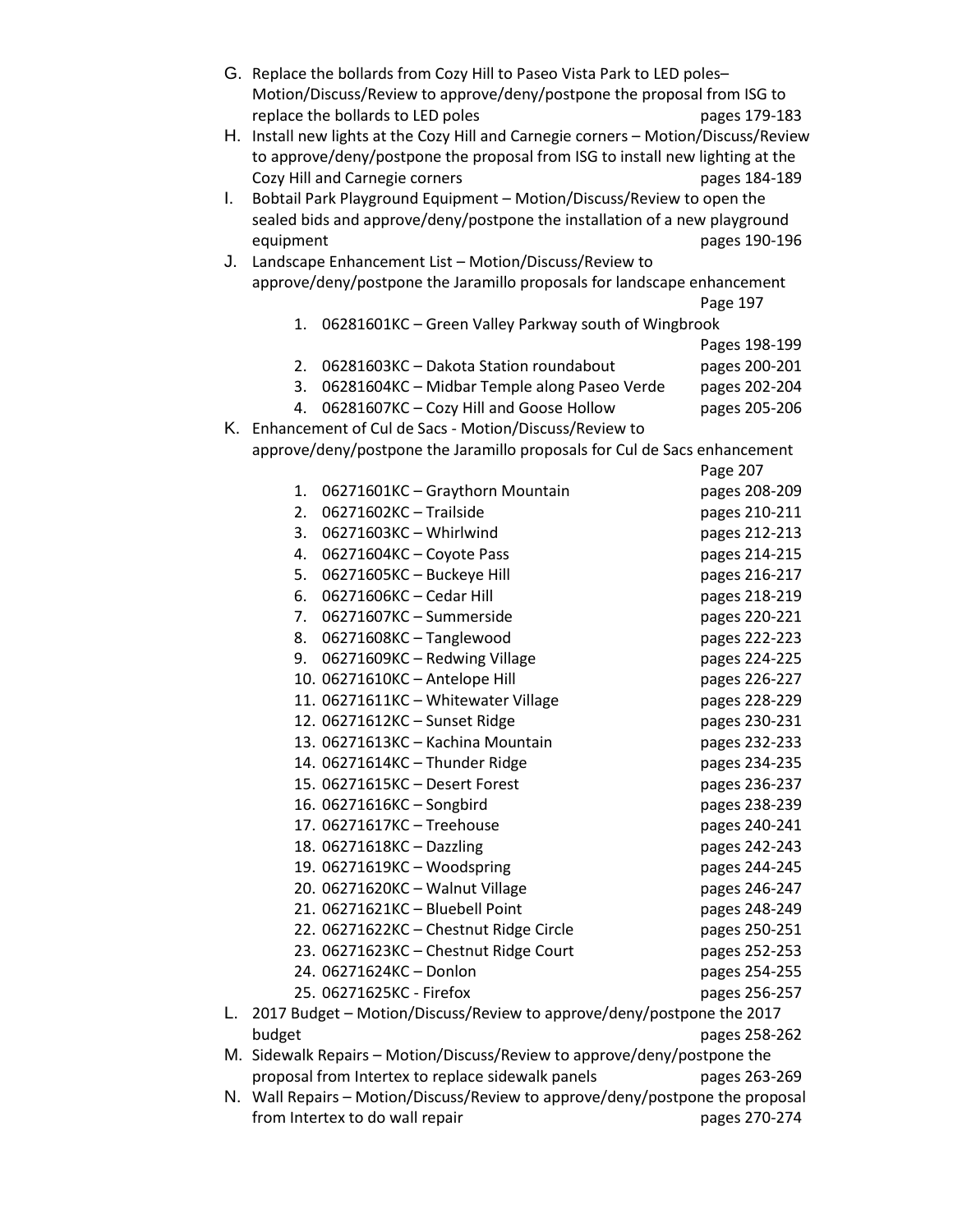G. Replace the bollards from Cozy Hill to Paseo Vista Park to LED poles– Motion/Discuss/Review to approve/deny/postpone the proposal from ISG to replace the bollards to LED poles pages 179-183

H. Install new lights at the Cozy Hill and Carnegie corners – Motion/Discuss/Review to approve/deny/postpone the proposal from ISG to install new lighting at the Cozy Hill and Carnegie corners pages 184-189

I. Bobtail Park Playground Equipment – Motion/Discuss/Review to open the sealed bids and approve/deny/postpone the installation of a new playground equipment pages 190-196

J. Landscape Enhancement List – Motion/Discuss/Review to approve/deny/postpone the Jaramillo proposals for landscape enhancement Page 197

1. 06281601KC – Green Valley Parkway south of Wingbrook Pages 198-199
2. 06281603KC – Dakota Station roundabout pages 200-201
3. 06281604KC – Midbar Temple along Paseo Verde pages 202-204
4. 06281607KC – Cozy Hill and Goose Hollow pages 205-206

K. Enhancement of Cul de Sacs - Motion/Discuss/Review to approve/deny/postpone the Jaramillo proposals for Cul de Sacs enhancement Page 207

1. 06271601KC – Graythorn Mountain pages 208-209
2. 06271602KC – Trailside pages 210-211
3. 06271603KC – Whirlwind pages 212-213
4. 06271604KC – Coyote Pass pages 214-215
5. 06271605KC – Buckeye Hill pages 216-217
6. 06271606KC – Cedar Hill pages 218-219
7. 06271607KC – Summerside pages 220-221
8. 06271608KC – Tanglewood pages 222-223
9. 06271609KC – Redwing Village pages 224-225
10. 06271610KC – Antelope Hill pages 226-227
11. 06271611KC – Whitewater Village pages 228-229
12. 06271612KC – Sunset Ridge pages 230-231
13. 06271613KC – Kachina Mountain pages 232-233
14. 06271614KC – Thunder Ridge pages 234-235
15. 06271615KC – Desert Forest pages 236-237
16. 06271616KC – Songbird pages 238-239
17. 06271617KC – Treehouse pages 240-241
18. 06271618KC – Dazzling pages 242-243
19. 06271619KC – Woodspring pages 244-245
20. 06271620KC – Walnut Village pages 246-247
21. 06271621KC – Bluebell Point pages 248-249
22. 06271622KC – Chestnut Ridge Circle pages 250-251
23. 06271623KC – Chestnut Ridge Court pages 252-253
24. 06271624KC – Donlon pages 254-255
25. 06271625KC - Firefox pages 256-257

L. 2017 Budget – Motion/Discuss/Review to approve/deny/postpone the 2017 budget pages 258-262

M. Sidewalk Repairs – Motion/Discuss/Review to approve/deny/postpone the proposal from Intertex to replace sidewalk panels pages 263-269

N. Wall Repairs – Motion/Discuss/Review to approve/deny/postpone the proposal from Intertex to do wall repair pages 270-274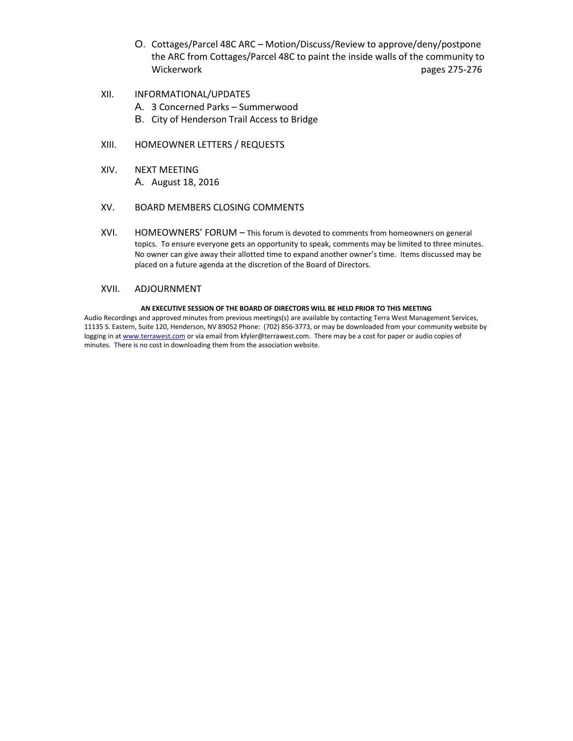O. Cottages/Parcel 48C ARC – Motion/Discuss/Review to approve/deny/postpone the ARC from Cottages/Parcel 48C to paint the inside walls of the community to Wickerwork pages 275-276

XII. INFORMATIONAL/UPDATES

A. 3 Concerned Parks – Summerwood

B. City of Henderson Trail Access to Bridge

XIII. HOMEOWNER LETTERS / REQUESTS

XIV. NEXT MEETING

A. August 18, 2016

XV. BOARD MEMBERS CLOSING COMMENTS

XVI. HOMEOWNERS' FORUM – This forum is devoted to comments from homeowners on general topics. To ensure everyone gets an opportunity to speak, comments may be limited to three minutes. No owner can give away their allotted time to expand another owner's time. Items discussed may be placed on a future agenda at the discretion of the Board of Directors.

XVII. ADJOURNMENT

**AN EXECUTIVE SESSION OF THE BOARD OF DIRECTORS WILL BE HELD PRIOR TO THIS MEETING**

Audio Recordings and approved minutes from previous meetings(s) are available by contacting Terra West Management Services, 11135 S. Eastern, Suite 120, Henderson, NV 89052 Phone: (702) 856-3773, or may be downloaded from your community website by logging in at www.terrawest.com or via email from kfyler@terrawest.com. There may be a cost for paper or audio copies of minutes. There is no cost in downloading them from the association website.